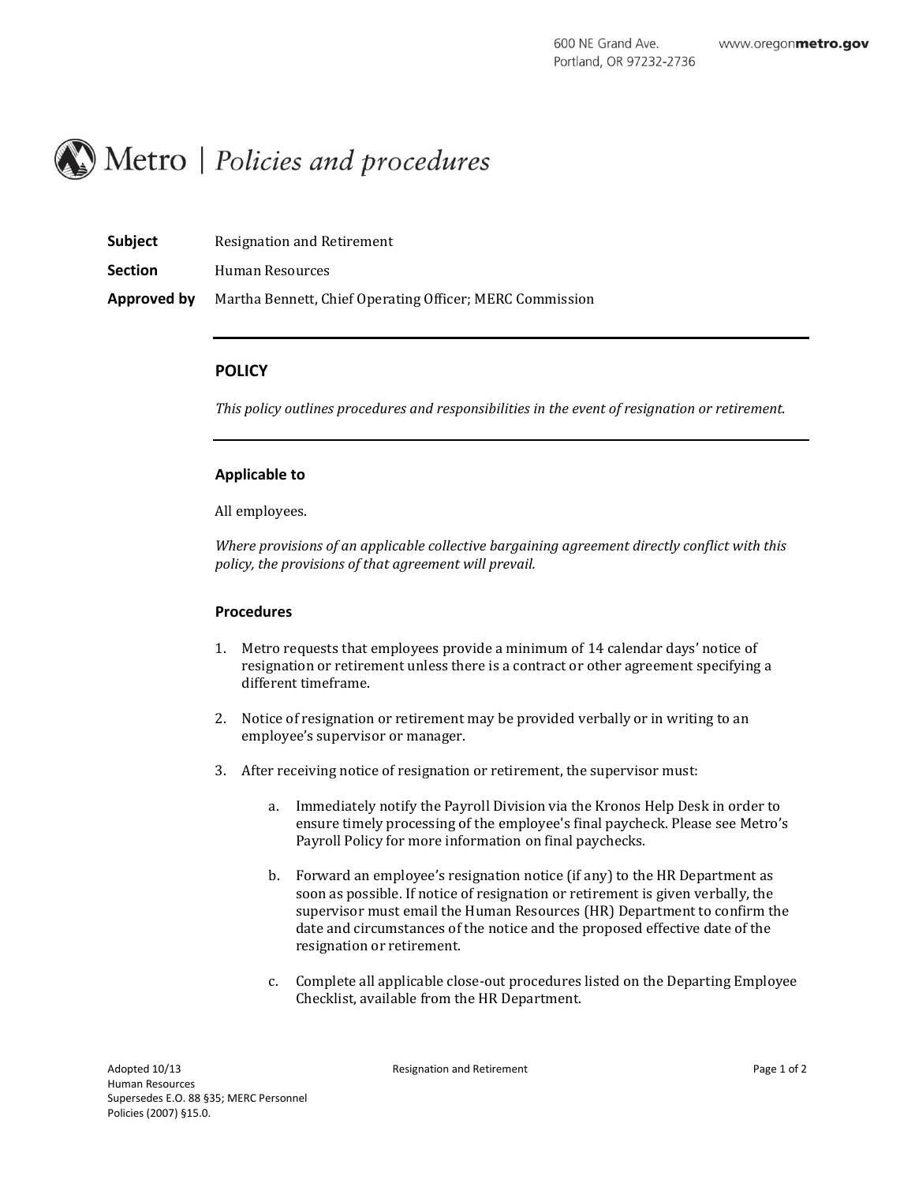600 NE Grand Ave.
Portland, OR 97232-2736

www.oregonmetro.gov

# Metro | *Policies and procedures*

**Subject** Resignation and Retirement

**Section** Human Resources

**Approved by** Martha Bennett, Chief Operating Officer; MERC Commission

## POLICY

*This policy outlines procedures and responsibilities in the event of resignation or retirement.*

### Applicable to

All employees.

*Where provisions of an applicable collective bargaining agreement directly conflict with this policy, the provisions of that agreement will prevail.*

### Procedures

1. Metro requests that employees provide a minimum of 14 calendar days' notice of resignation or retirement unless there is a contract or other agreement specifying a different timeframe.

2. Notice of resignation or retirement may be provided verbally or in writing to an employee's supervisor or manager.

3. After receiving notice of resignation or retirement, the supervisor must:

   a. Immediately notify the Payroll Division via the Kronos Help Desk in order to ensure timely processing of the employee's final paycheck. Please see Metro's Payroll Policy for more information on final paychecks.

   b. Forward an employee's resignation notice (if any) to the HR Department as soon as possible. If notice of resignation or retirement is given verbally, the supervisor must email the Human Resources (HR) Department to confirm the date and circumstances of the notice and the proposed effective date of the resignation or retirement.

   c. Complete all applicable close-out procedures listed on the Departing Employee Checklist, available from the HR Department.

Adopted 10/13
Human Resources
Supersedes E.O. 88 §35; MERC Personnel Policies (2007) §15.0.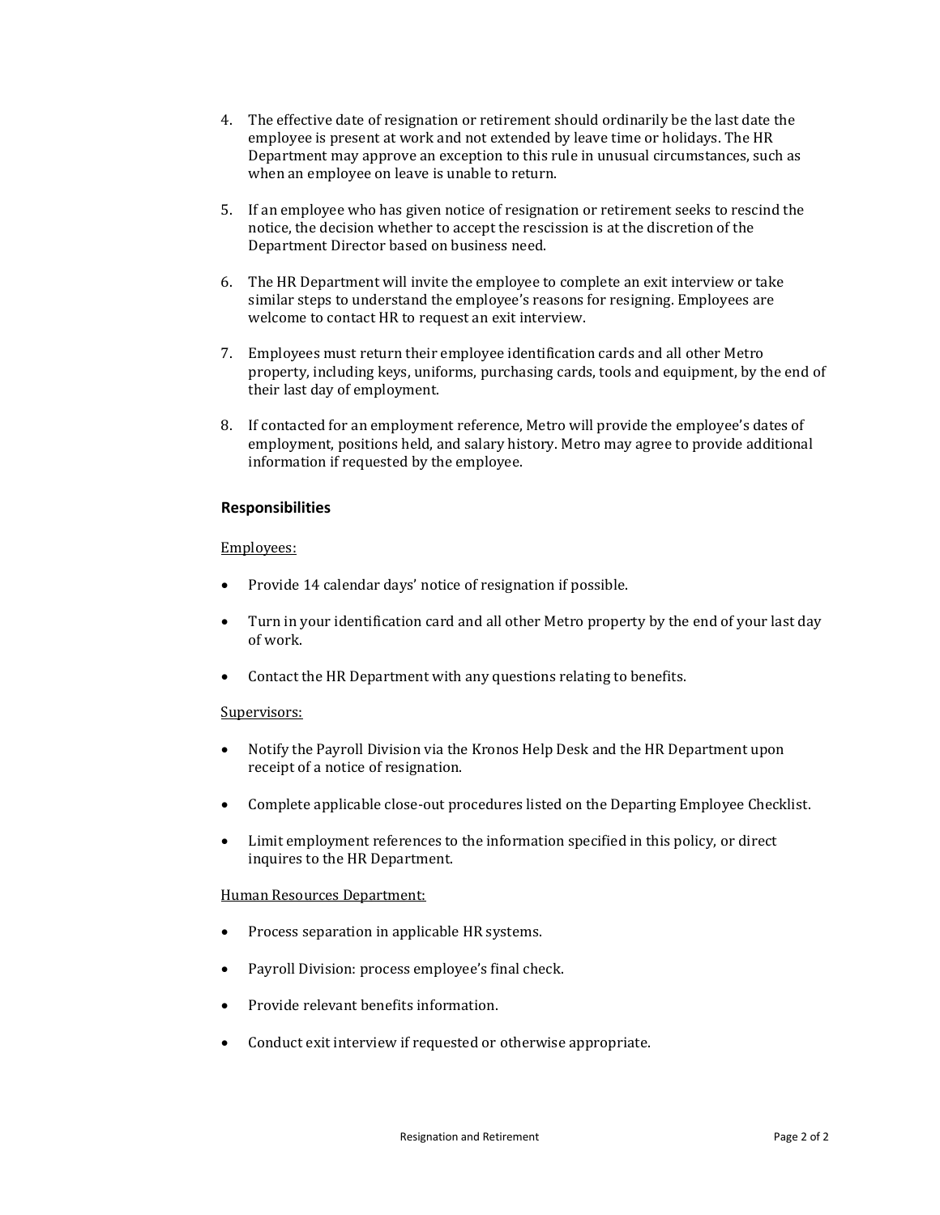4. The effective date of resignation or retirement should ordinarily be the last date the employee is present at work and not extended by leave time or holidays. The HR Department may approve an exception to this rule in unusual circumstances, such as when an employee on leave is unable to return.

5. If an employee who has given notice of resignation or retirement seeks to rescind the notice, the decision whether to accept the rescission is at the discretion of the Department Director based on business need.

6. The HR Department will invite the employee to complete an exit interview or take similar steps to understand the employee's reasons for resigning. Employees are welcome to contact HR to request an exit interview.

7. Employees must return their employee identification cards and all other Metro property, including keys, uniforms, purchasing cards, tools and equipment, by the end of their last day of employment.

8. If contacted for an employment reference, Metro will provide the employee's dates of employment, positions held, and salary history. Metro may agree to provide additional information if requested by the employee.

### Responsibilities

Employees:

- Provide 14 calendar days' notice of resignation if possible.
- Turn in your identification card and all other Metro property by the end of your last day of work.
- Contact the HR Department with any questions relating to benefits.

Supervisors:

- Notify the Payroll Division via the Kronos Help Desk and the HR Department upon receipt of a notice of resignation.
- Complete applicable close-out procedures listed on the Departing Employee Checklist.
- Limit employment references to the information specified in this policy, or direct inquires to the HR Department.

Human Resources Department:

- Process separation in applicable HR systems.
- Payroll Division: process employee's final check.
- Provide relevant benefits information.
- Conduct exit interview if requested or otherwise appropriate.